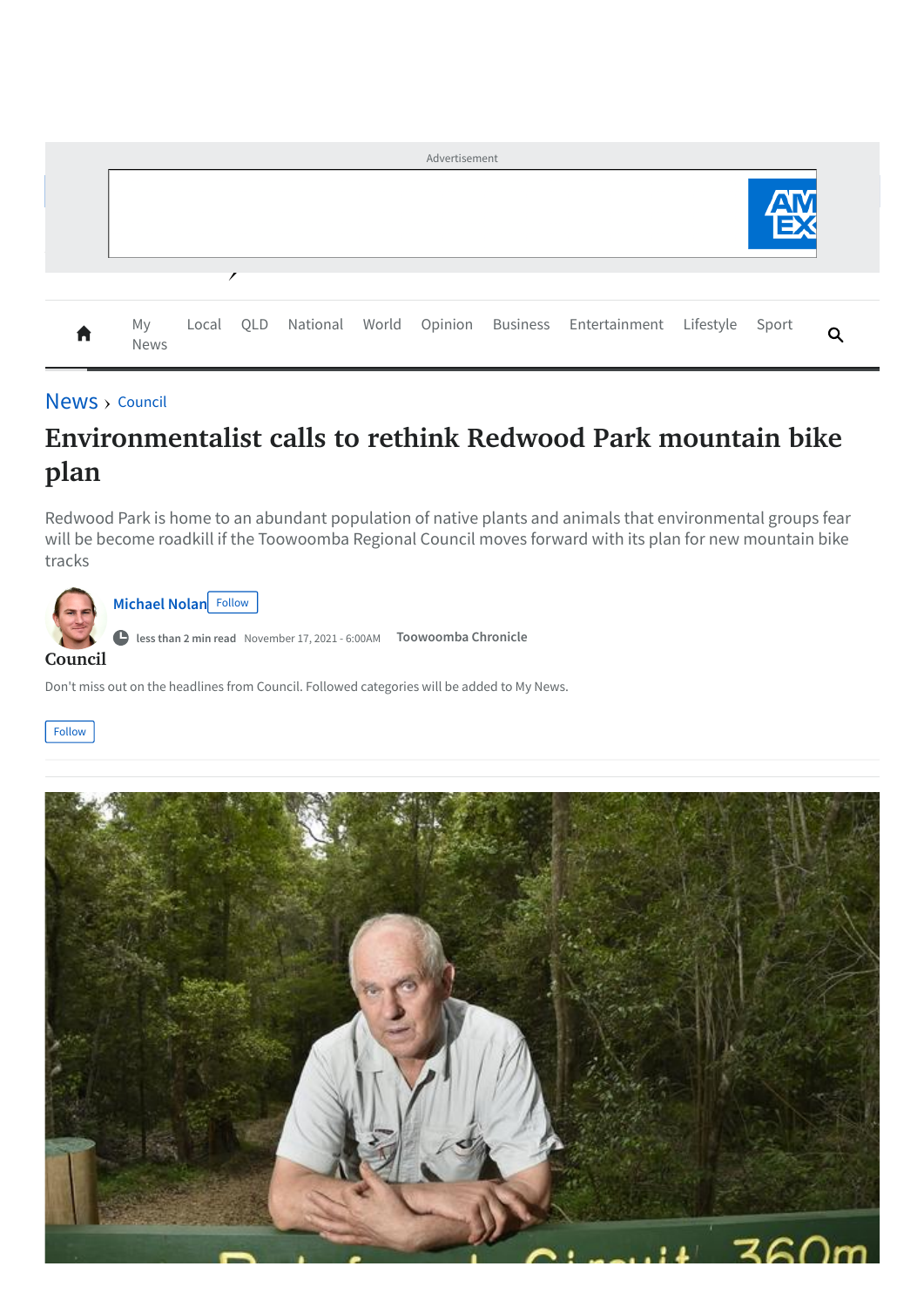News › Council

# Environmentalist calls to rethink Redwood Park mountain bike plan

Redwood Park is home to an abundant population of native plants and animals that environmental groups fear will be become roadkill if the Toowoomba Regional Council moves forward with its plan for new mountain bike tracks

Michael Nolan

less than 2 min read November 17, 2021 - 6:00AM Toowoomba Chronicle

**Council**

Don't miss out on the headlines from Council. Followed categories will be added to My News.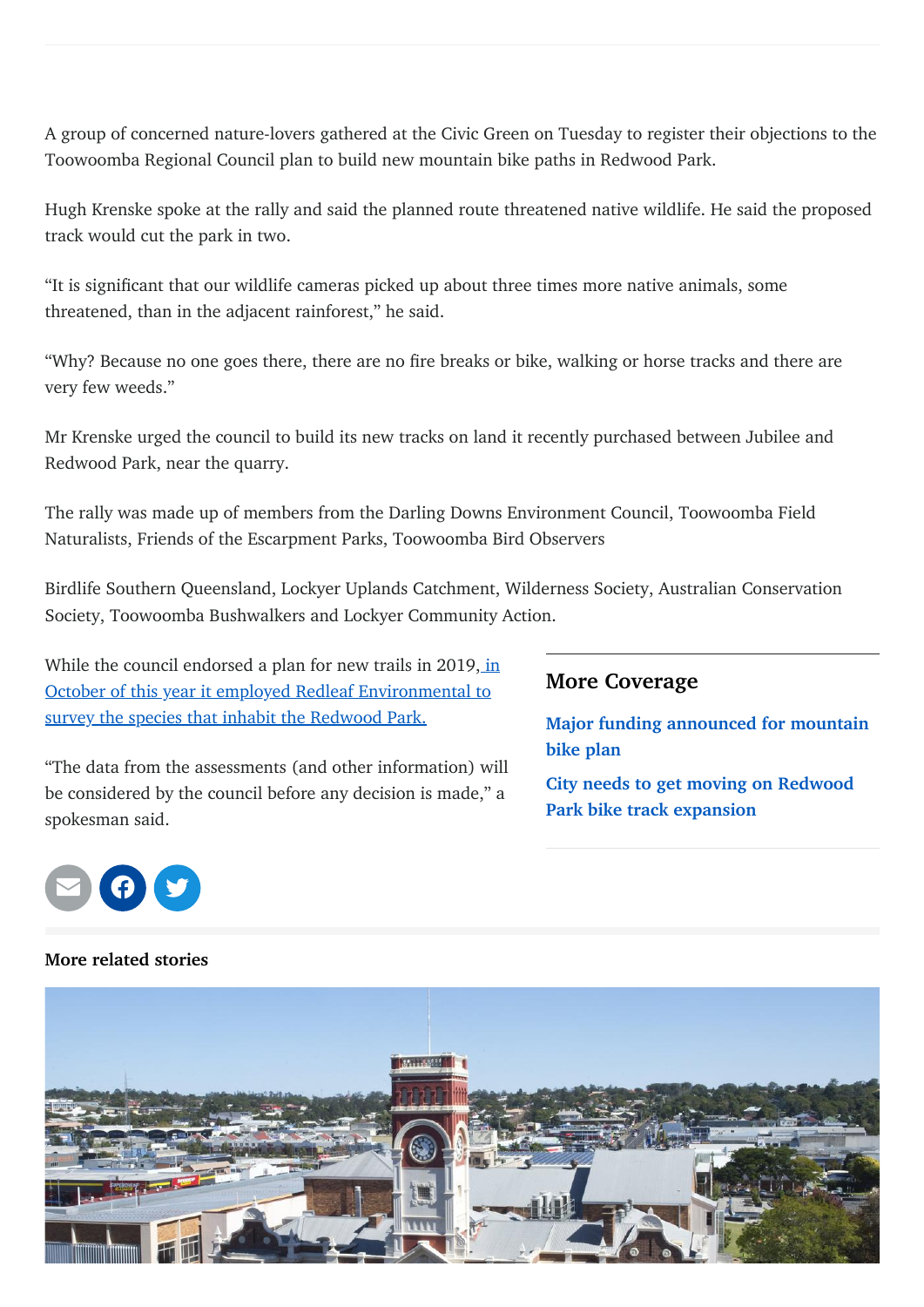A group of concerned nature-lovers gathered at the Civic Green on Tuesday to register their objections to the Toowoomba Regional Council plan to build new mountain bike paths in Redwood Park.

Hugh Krenske spoke at the rally and said the planned route threatened native wildlife. He said the proposed track would cut the park in two.

"It is significant that our wildlife cameras picked up about three times more native animals, some threatened, than in the adjacent rainforest," he said.

"Why? Because no one goes there, there are no fire breaks or bike, walking or horse tracks and there are very few weeds."

Mr Krenske urged the council to build its new tracks on land it recently purchased between Jubilee and Redwood Park, near the quarry.

The rally was made up of members from the Darling Downs Environment Council, Toowoomba Field Naturalists, Friends of the Escarpment Parks, Toowoomba Bird Observers

Birdlife Southern Queensland, Lockyer Uplands Catchment, Wilderness Society, Australian Conservation Society, Toowoomba Bushwalkers and Lockyer Community Action.

While the council endorsed a plan for new trails in 2019, in October of this year it employed Redleaf Environmental to survey the species that inhabit the Redwood Park.

"The data from the assessments (and other information) will be considered by the council before any decision is made," a spokesman said.

## More Coverage

**Major funding announced for mountain bike plan**

**City needs to get moving on Redwood Park bike track expansion**

**More related stories**